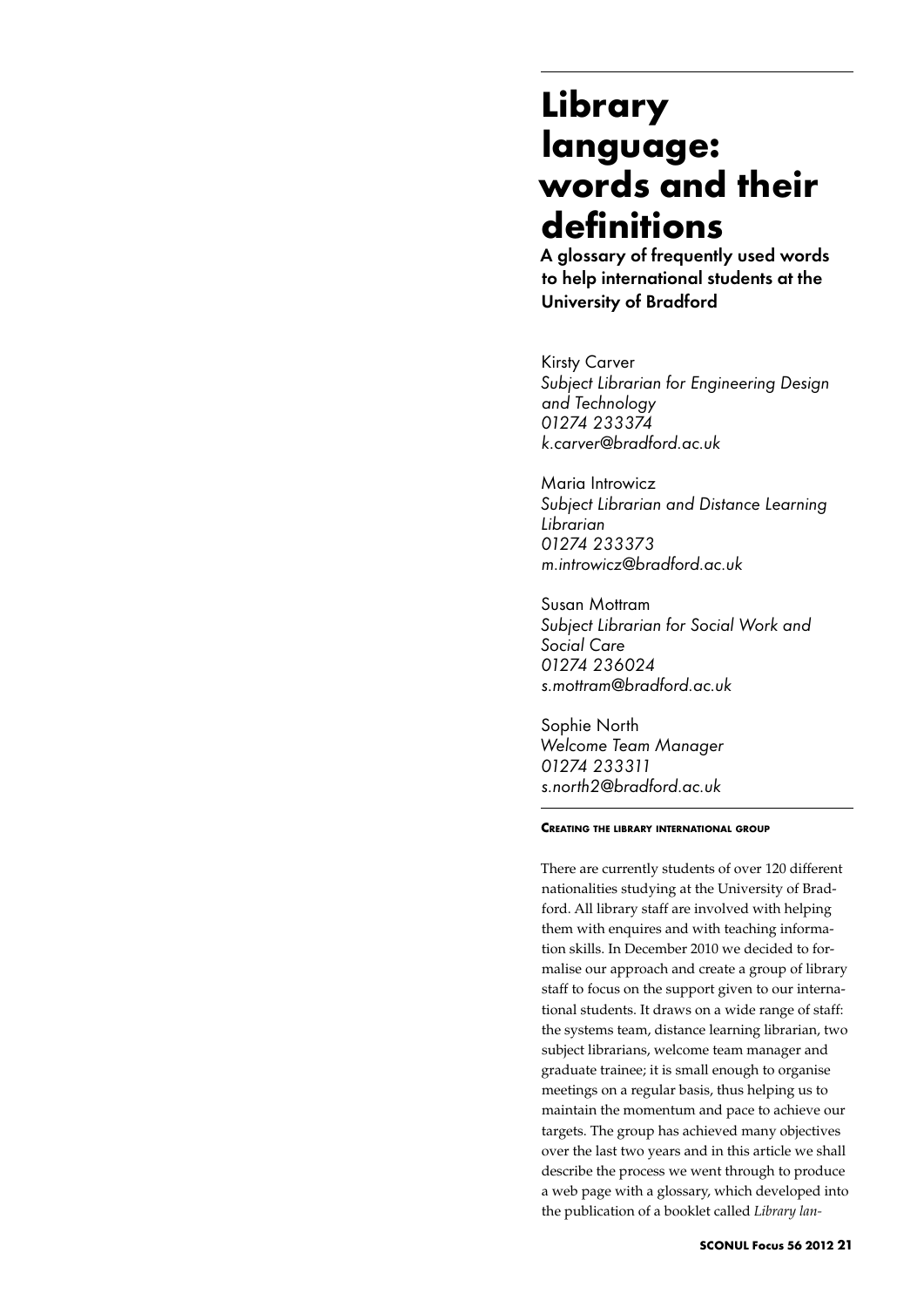# Library language: words and their definitions

## A glossary of frequently used words to help international students at the University of Bradford

Kirsty Carver
*Subject Librarian for Engineering Design and Technology*
*01274 233374*
*k.carver@bradford.ac.uk*

Maria Introwicz
*Subject Librarian and Distance Learning Librarian*
*01274 233373*
*m.introwicz@bradford.ac.uk*

Susan Mottram
*Subject Librarian for Social Work and Social Care*
*01274 236024*
*s.mottram@bradford.ac.uk*

Sophie North
*Welcome Team Manager*
*01274 233311*
*s.north2@bradford.ac.uk*

### Creating the library international group

There are currently students of over 120 different nationalities studying at the University of Bradford. All library staff are involved with helping them with enquires and with teaching information skills. In December 2010 we decided to formalise our approach and create a group of library staff to focus on the support given to our international students. It draws on a wide range of staff: the systems team, distance learning librarian, two subject librarians, welcome team manager and graduate trainee; it is small enough to organise meetings on a regular basis, thus helping us to maintain the momentum and pace to achieve our targets. The group has achieved many objectives over the last two years and in this article we shall describe the process we went through to produce a web page with a glossary, which developed into the publication of a booklet called *Library lan-*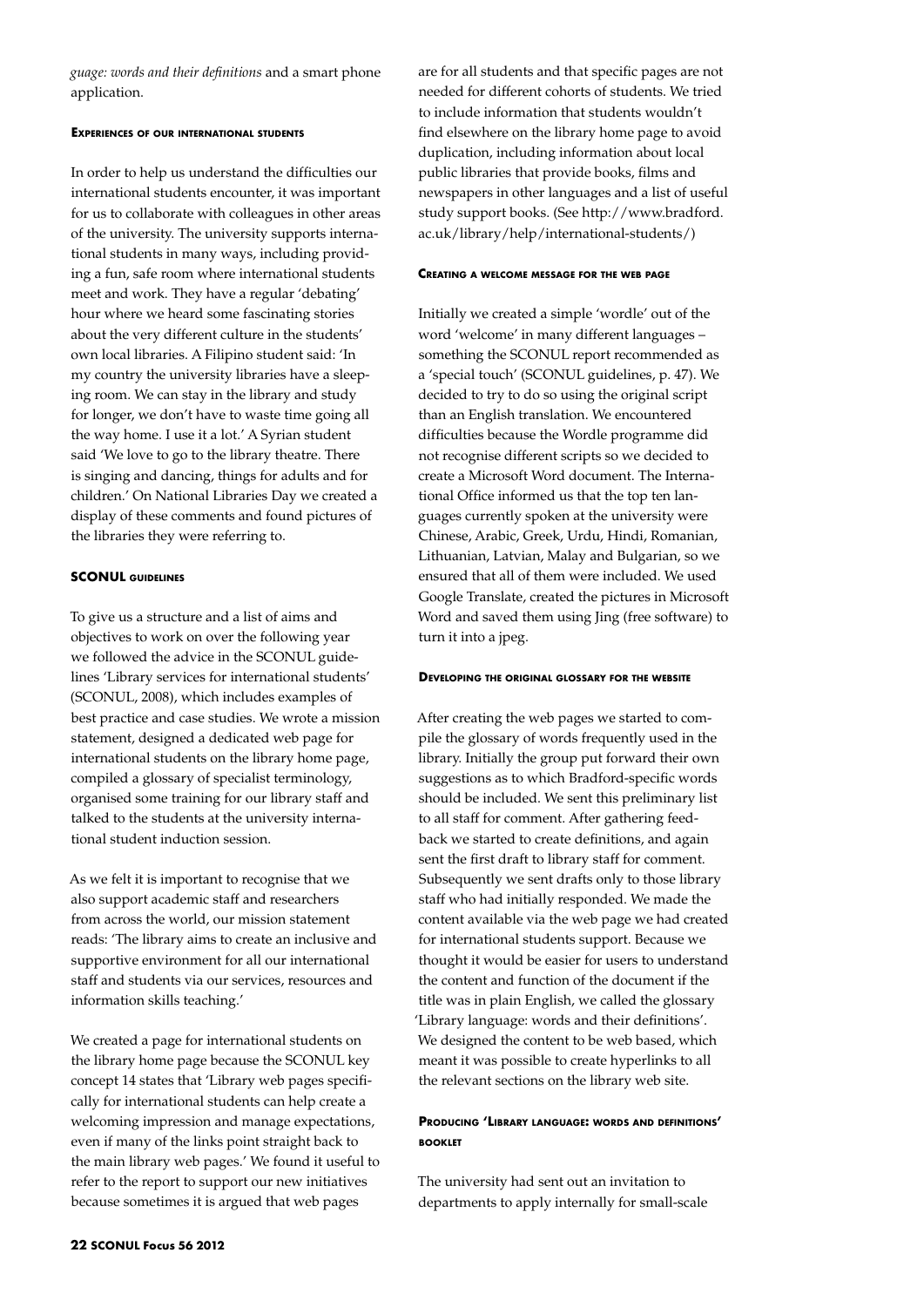*guage: words and their definitions* and a smart phone application.

#### Experiences of our international students

In order to help us understand the difficulties our international students encounter, it was important for us to collaborate with colleagues in other areas of the university. The university supports international students in many ways, including providing a fun, safe room where international students meet and work. They have a regular 'debating' hour where we heard some fascinating stories about the very different culture in the students' own local libraries. A Filipino student said: 'In my country the university libraries have a sleeping room. We can stay in the library and study for longer, we don't have to waste time going all the way home. I use it a lot.' A Syrian student said 'We love to go to the library theatre. There is singing and dancing, things for adults and for children.' On National Libraries Day we created a display of these comments and found pictures of the libraries they were referring to.

#### SCONUL guidelines

To give us a structure and a list of aims and objectives to work on over the following year we followed the advice in the SCONUL guidelines 'Library services for international students' (SCONUL, 2008), which includes examples of best practice and case studies. We wrote a mission statement, designed a dedicated web page for international students on the library home page, compiled a glossary of specialist terminology, organised some training for our library staff and talked to the students at the university international student induction session.

As we felt it is important to recognise that we also support academic staff and researchers from across the world, our mission statement reads: 'The library aims to create an inclusive and supportive environment for all our international staff and students via our services, resources and information skills teaching.'

We created a page for international students on the library home page because the SCONUL key concept 14 states that 'Library web pages specifically for international students can help create a welcoming impression and manage expectations, even if many of the links point straight back to the main library web pages.' We found it useful to refer to the report to support our new initiatives because sometimes it is argued that web pages are for all students and that specific pages are not needed for different cohorts of students. We tried to include information that students wouldn't find elsewhere on the library home page to avoid duplication, including information about local public libraries that provide books, films and newspapers in other languages and a list of useful study support books. (See http://www.bradford.ac.uk/library/help/international-students/)

#### Creating a welcome message for the web page

Initially we created a simple 'wordle' out of the word 'welcome' in many different languages – something the SCONUL report recommended as a 'special touch' (SCONUL guidelines, p. 47). We decided to try to do so using the original script than an English translation. We encountered difficulties because the Wordle programme did not recognise different scripts so we decided to create a Microsoft Word document. The International Office informed us that the top ten languages currently spoken at the university were Chinese, Arabic, Greek, Urdu, Hindi, Romanian, Lithuanian, Latvian, Malay and Bulgarian, so we ensured that all of them were included. We used Google Translate, created the pictures in Microsoft Word and saved them using Jing (free software) to turn it into a jpeg.

#### Developing the original glossary for the website

After creating the web pages we started to compile the glossary of words frequently used in the library. Initially the group put forward their own suggestions as to which Bradford-specific words should be included. We sent this preliminary list to all staff for comment. After gathering feedback we started to create definitions, and again sent the first draft to library staff for comment. Subsequently we sent drafts only to those library staff who had initially responded. We made the content available via the web page we had created for international students support. Because we thought it would be easier for users to understand the content and function of the document if the title was in plain English, we called the glossary 'Library language: words and their definitions'. We designed the content to be web based, which meant it was possible to create hyperlinks to all the relevant sections on the library web site.

#### Producing 'Library language: words and definitions' booklet

The university had sent out an invitation to departments to apply internally for small-scale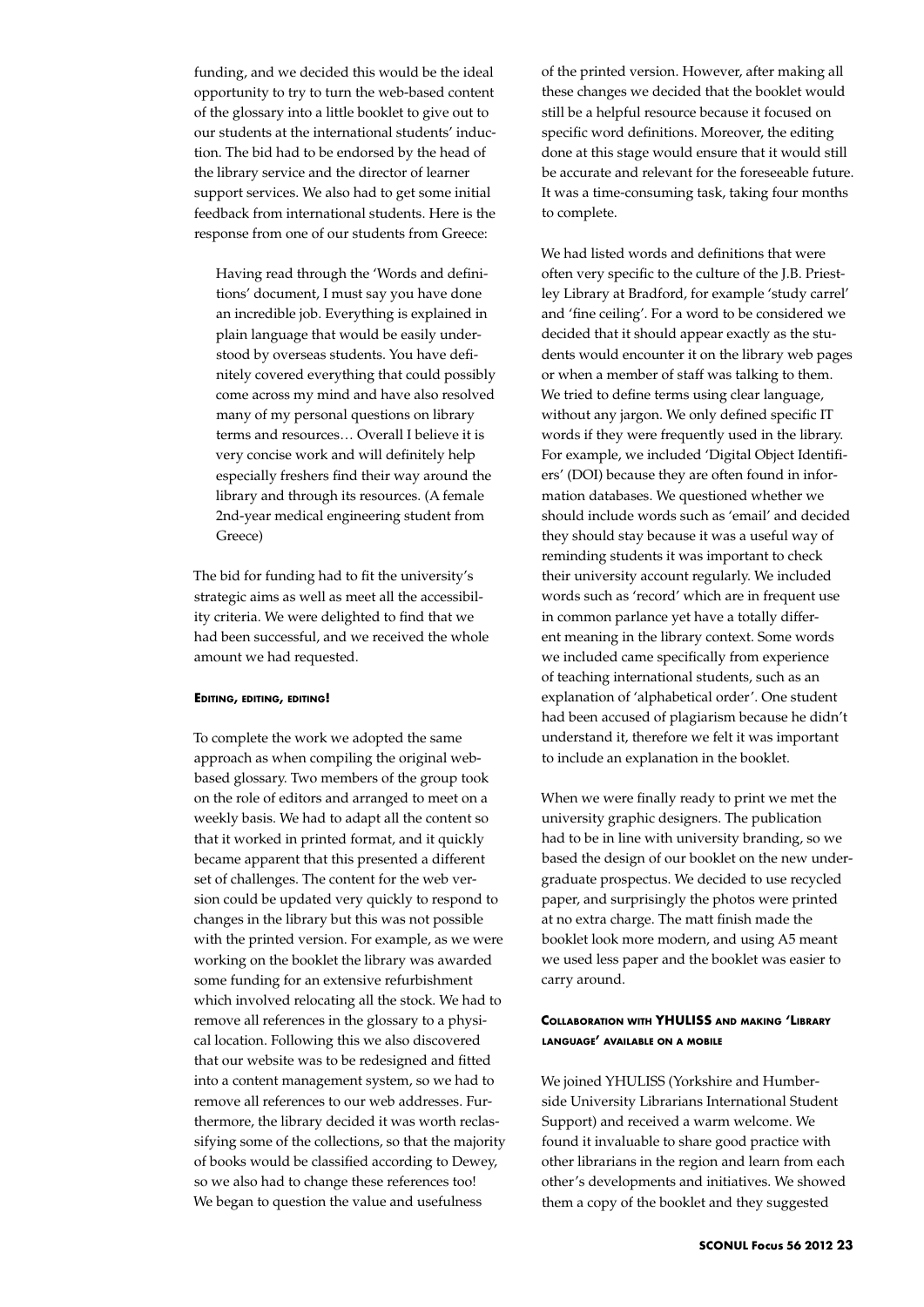funding, and we decided this would be the ideal opportunity to try to turn the web-based content of the glossary into a little booklet to give out to our students at the international students' induction. The bid had to be endorsed by the head of the library service and the director of learner support services. We also had to get some initial feedback from international students. Here is the response from one of our students from Greece:

> Having read through the 'Words and definitions' document, I must say you have done an incredible job. Everything is explained in plain language that would be easily understood by overseas students. You have definitely covered everything that could possibly come across my mind and have also resolved many of my personal questions on library terms and resources… Overall I believe it is very concise work and will definitely help especially freshers find their way around the library and through its resources. (A female 2nd-year medical engineering student from Greece)

The bid for funding had to fit the university's strategic aims as well as meet all the accessibility criteria. We were delighted to find that we had been successful, and we received the whole amount we had requested.

### Editing, editing, editing!

To complete the work we adopted the same approach as when compiling the original web-based glossary. Two members of the group took on the role of editors and arranged to meet on a weekly basis. We had to adapt all the content so that it worked in printed format, and it quickly became apparent that this presented a different set of challenges. The content for the web version could be updated very quickly to respond to changes in the library but this was not possible with the printed version. For example, as we were working on the booklet the library was awarded some funding for an extensive refurbishment which involved relocating all the stock. We had to remove all references in the glossary to a physical location. Following this we also discovered that our website was to be redesigned and fitted into a content management system, so we had to remove all references to our web addresses. Furthermore, the library decided it was worth reclassifying some of the collections, so that the majority of books would be classified according to Dewey, so we also had to change these references too! We began to question the value and usefulness of the printed version. However, after making all these changes we decided that the booklet would still be a helpful resource because it focused on specific word definitions. Moreover, the editing done at this stage would ensure that it would still be accurate and relevant for the foreseeable future. It was a time-consuming task, taking four months to complete.

We had listed words and definitions that were often very specific to the culture of the J.B. Priestley Library at Bradford, for example 'study carrel' and 'fine ceiling'. For a word to be considered we decided that it should appear exactly as the students would encounter it on the library web pages or when a member of staff was talking to them. We tried to define terms using clear language, without any jargon. We only defined specific IT words if they were frequently used in the library. For example, we included 'Digital Object Identifiers' (DOI) because they are often found in information databases. We questioned whether we should include words such as 'email' and decided they should stay because it was a useful way of reminding students it was important to check their university account regularly. We included words such as 'record' which are in frequent use in common parlance yet have a totally different meaning in the library context. Some words we included came specifically from experience of teaching international students, such as an explanation of 'alphabetical order'. One student had been accused of plagiarism because he didn't understand it, therefore we felt it was important to include an explanation in the booklet.

When we were finally ready to print we met the university graphic designers. The publication had to be in line with university branding, so we based the design of our booklet on the new undergraduate prospectus. We decided to use recycled paper, and surprisingly the photos were printed at no extra charge. The matt finish made the booklet look more modern, and using A5 meant we used less paper and the booklet was easier to carry around.

### Collaboration with YHULISS and making 'Library language' available on a mobile

We joined YHULISS (Yorkshire and Humberside University Librarians International Student Support) and received a warm welcome. We found it invaluable to share good practice with other librarians in the region and learn from each other's developments and initiatives. We showed them a copy of the booklet and they suggested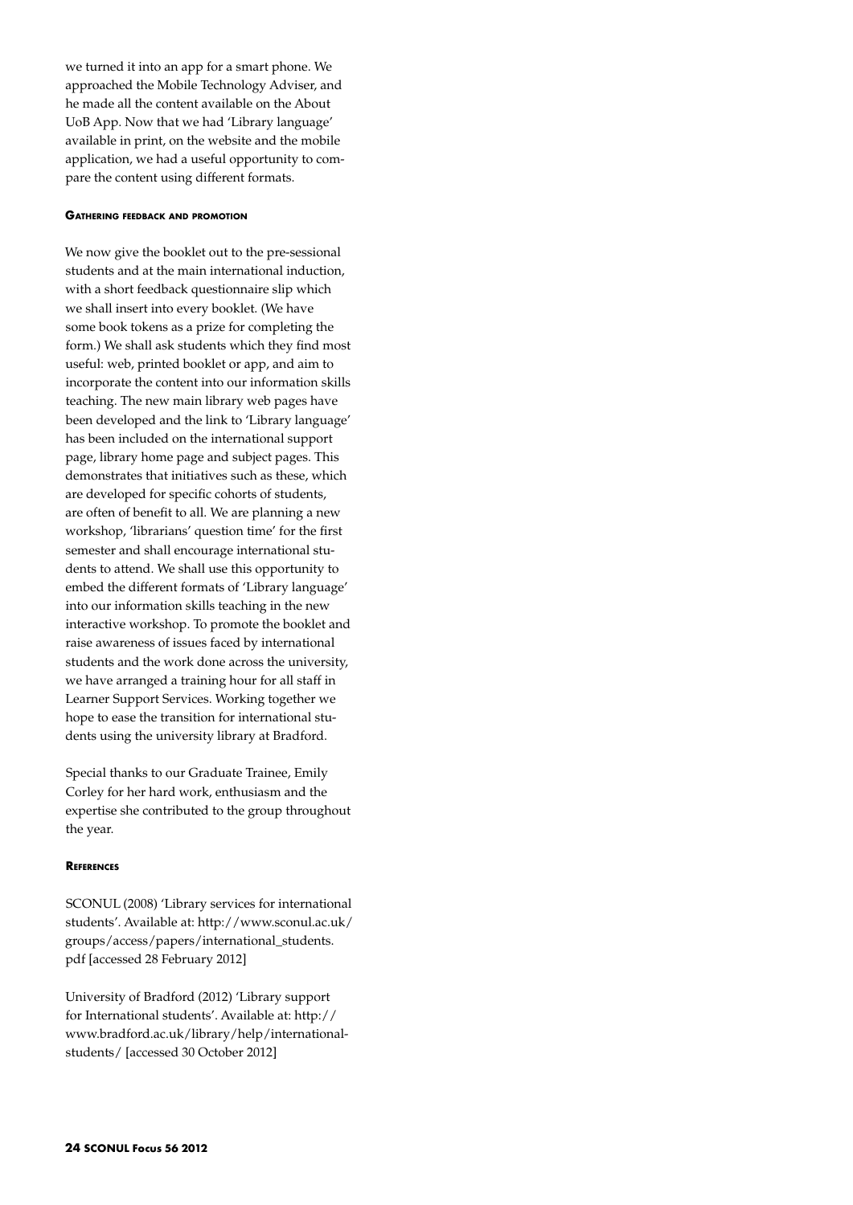we turned it into an app for a smart phone. We approached the Mobile Technology Adviser, and he made all the content available on the About UoB App. Now that we had 'Library language' available in print, on the website and the mobile application, we had a useful opportunity to compare the content using different formats.

### Gathering feedback and promotion

We now give the booklet out to the pre-sessional students and at the main international induction, with a short feedback questionnaire slip which we shall insert into every booklet. (We have some book tokens as a prize for completing the form.) We shall ask students which they find most useful: web, printed booklet or app, and aim to incorporate the content into our information skills teaching. The new main library web pages have been developed and the link to 'Library language' has been included on the international support page, library home page and subject pages. This demonstrates that initiatives such as these, which are developed for specific cohorts of students, are often of benefit to all. We are planning a new workshop, 'librarians' question time' for the first semester and shall encourage international students to attend. We shall use this opportunity to embed the different formats of 'Library language' into our information skills teaching in the new interactive workshop. To promote the booklet and raise awareness of issues faced by international students and the work done across the university, we have arranged a training hour for all staff in Learner Support Services. Working together we hope to ease the transition for international students using the university library at Bradford.

Special thanks to our Graduate Trainee, Emily Corley for her hard work, enthusiasm and the expertise she contributed to the group throughout the year.

### References

SCONUL (2008) 'Library services for international students'. Available at: http://www.sconul.ac.uk/groups/access/papers/international_students.pdf [accessed 28 February 2012]

University of Bradford (2012) 'Library support for International students'. Available at: http://www.bradford.ac.uk/library/help/international-students/ [accessed 30 October 2012]